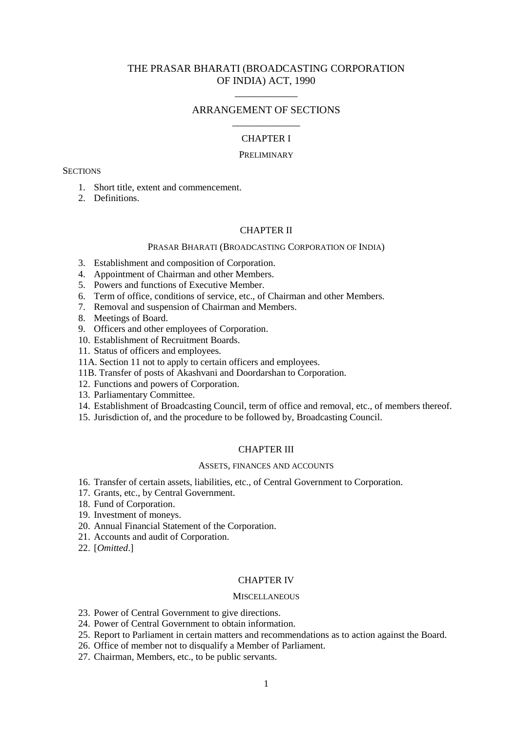# THE PRASAR BHARATI (BROADCASTING CORPORATION OF INDIA) ACT, 1990

## ARRANGEMENT OF SECTIONS

### CHAPTER I

PRELIMINARY

SECTIONS

1. Short title, extent and commencement.
2. Definitions.

### CHAPTER II

PRASAR BHARATI (BROADCASTING CORPORATION OF INDIA)

3. Establishment and composition of Corporation.
4. Appointment of Chairman and other Members.
5. Powers and functions of Executive Member.
6. Term of office, conditions of service, etc., of Chairman and other Members.
7. Removal and suspension of Chairman and Members.
8. Meetings of Board.
9. Officers and other employees of Corporation.
10. Establishment of Recruitment Boards.
11. Status of officers and employees.

11A. Section 11 not to apply to certain officers and employees.

11B. Transfer of posts of Akashvani and Doordarshan to Corporation.

12. Functions and powers of Corporation.
13. Parliamentary Committee.
14. Establishment of Broadcasting Council, term of office and removal, etc., of members thereof.
15. Jurisdiction of, and the procedure to be followed by, Broadcasting Council.

### CHAPTER III

ASSETS, FINANCES AND ACCOUNTS

16. Transfer of certain assets, liabilities, etc., of Central Government to Corporation.
17. Grants, etc., by Central Government.
18. Fund of Corporation.
19. Investment of moneys.
20. Annual Financial Statement of the Corporation.
21. Accounts and audit of Corporation.
22. [*Omitted*.]

### CHAPTER IV

MISCELLANEOUS

23. Power of Central Government to give directions.
24. Power of Central Government to obtain information.
25. Report to Parliament in certain matters and recommendations as to action against the Board.
26. Office of member not to disqualify a Member of Parliament.
27. Chairman, Members, etc., to be public servants.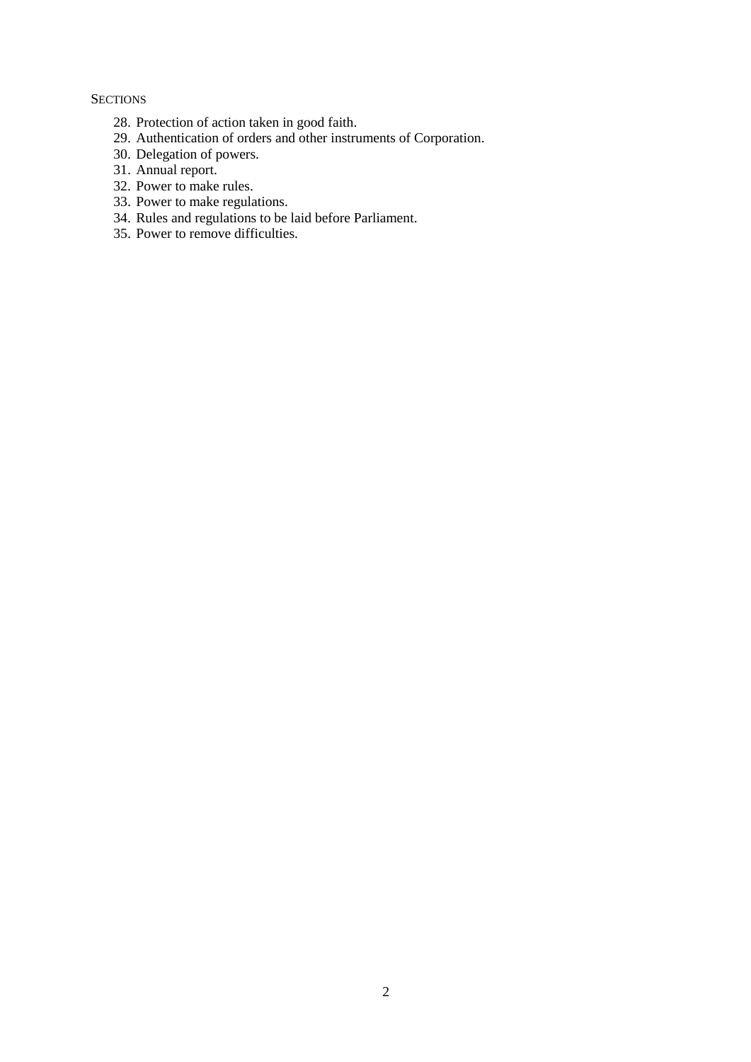SECTIONS

28. Protection of action taken in good faith.
29. Authentication of orders and other instruments of Corporation.
30. Delegation of powers.
31. Annual report.
32. Power to make rules.
33. Power to make regulations.
34. Rules and regulations to be laid before Parliament.
35. Power to remove difficulties.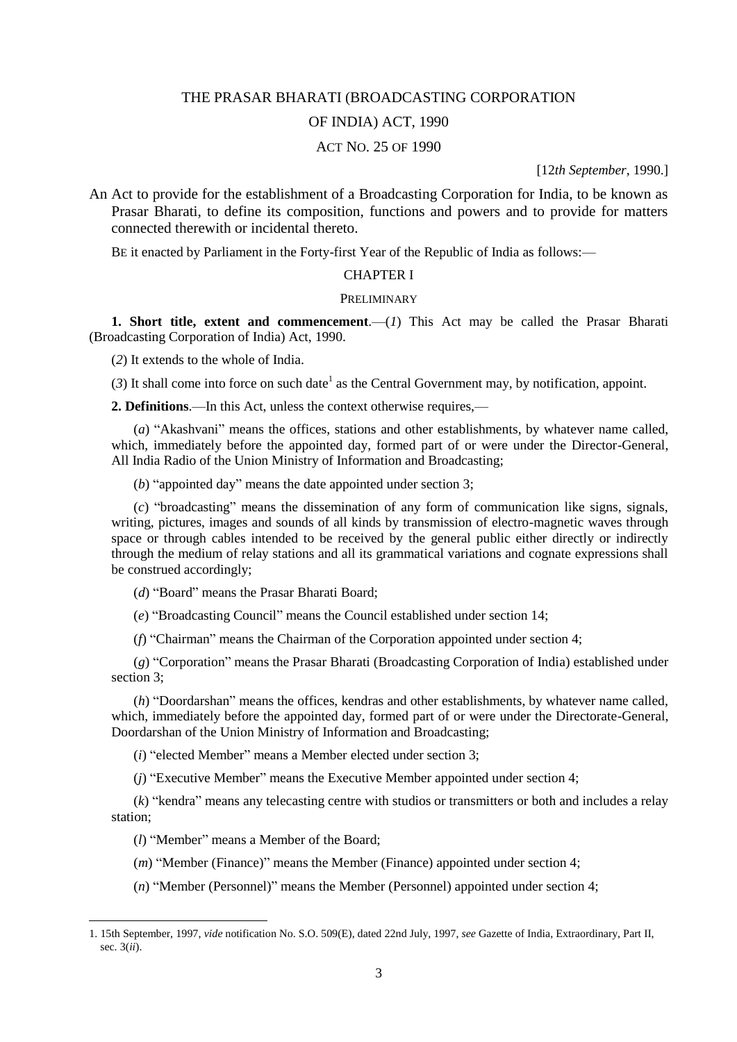# THE PRASAR BHARATI (BROADCASTING CORPORATION OF INDIA) ACT, 1990

ACT NO. 25 OF 1990

[12*th September*, 1990.]

An Act to provide for the establishment of a Broadcasting Corporation for India, to be known as Prasar Bharati, to define its composition, functions and powers and to provide for matters connected therewith or incidental thereto.

BE it enacted by Parliament in the Forty-first Year of the Republic of India as follows:—

## CHAPTER I

### PRELIMINARY

**1. Short title, extent and commencement**.—(*1*) This Act may be called the Prasar Bharati (Broadcasting Corporation of India) Act, 1990.

(*2*) It extends to the whole of India.

(*3*) It shall come into force on such date[1] as the Central Government may, by notification, appoint.

**2. Definitions**.—In this Act, unless the context otherwise requires,—

(*a*) "Akashvani" means the offices, stations and other establishments, by whatever name called, which, immediately before the appointed day, formed part of or were under the Director-General, All India Radio of the Union Ministry of Information and Broadcasting;

(*b*) "appointed day" means the date appointed under section 3;

(*c*) "broadcasting" means the dissemination of any form of communication like signs, signals, writing, pictures, images and sounds of all kinds by transmission of electro-magnetic waves through space or through cables intended to be received by the general public either directly or indirectly through the medium of relay stations and all its grammatical variations and cognate expressions shall be construed accordingly;

(*d*) "Board" means the Prasar Bharati Board;

(*e*) "Broadcasting Council" means the Council established under section 14;

(*f*) "Chairman" means the Chairman of the Corporation appointed under section 4;

(*g*) "Corporation" means the Prasar Bharati (Broadcasting Corporation of India) established under section 3;

(*h*) "Doordarshan" means the offices, kendras and other establishments, by whatever name called, which, immediately before the appointed day, formed part of or were under the Directorate-General, Doordarshan of the Union Ministry of Information and Broadcasting;

(*i*) "elected Member" means a Member elected under section 3;

(*j*) "Executive Member" means the Executive Member appointed under section 4;

(*k*) "kendra" means any telecasting centre with studios or transmitters or both and includes a relay station;

(*l*) "Member" means a Member of the Board;

(*m*) "Member (Finance)" means the Member (Finance) appointed under section 4;

(*n*) "Member (Personnel)" means the Member (Personnel) appointed under section 4;

---

1. 15th September, 1997, *vide* notification No. S.O. 509(E), dated 22nd July, 1997, *see* Gazette of India, Extraordinary, Part II, sec. 3(*ii*).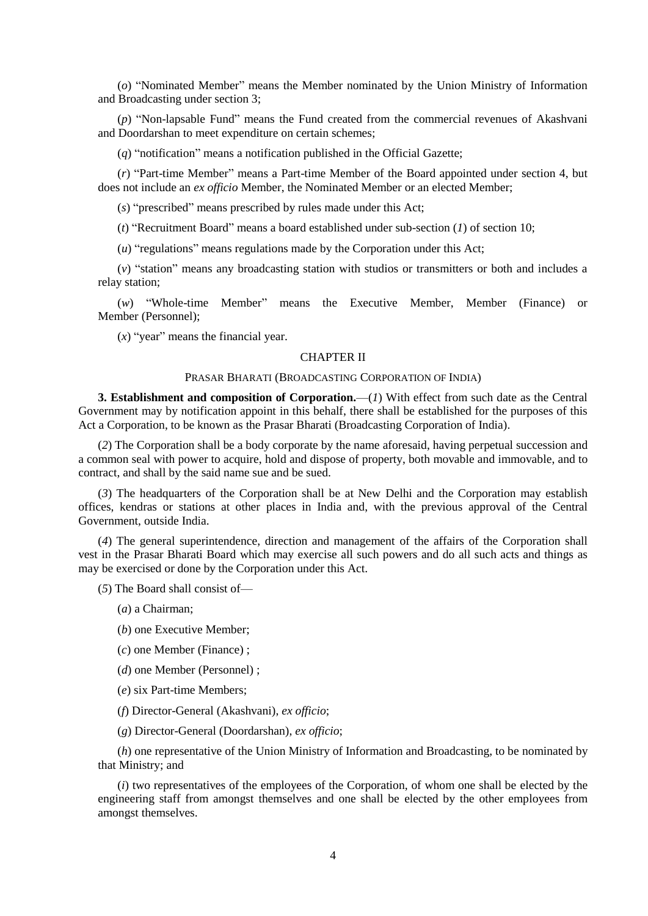(*o*) "Nominated Member" means the Member nominated by the Union Ministry of Information and Broadcasting under section 3;

(*p*) "Non-lapsable Fund" means the Fund created from the commercial revenues of Akashvani and Doordarshan to meet expenditure on certain schemes;

(*q*) "notification" means a notification published in the Official Gazette;

(*r*) "Part-time Member" means a Part-time Member of the Board appointed under section 4, but does not include an *ex officio* Member, the Nominated Member or an elected Member;

(*s*) "prescribed" means prescribed by rules made under this Act;

(*t*) "Recruitment Board" means a board established under sub-section (*1*) of section 10;

(*u*) "regulations" means regulations made by the Corporation under this Act;

(*v*) "station" means any broadcasting station with studios or transmitters or both and includes a relay station;

(*w*) "Whole-time Member" means the Executive Member, Member (Finance) or Member (Personnel);

(*x*) "year" means the financial year.

## CHAPTER II

### PRASAR BHARATI (BROADCASTING CORPORATION OF INDIA)

**3. Establishment and composition of Corporation.**—(*1*) With effect from such date as the Central Government may by notification appoint in this behalf, there shall be established for the purposes of this Act a Corporation, to be known as the Prasar Bharati (Broadcasting Corporation of India).

(*2*) The Corporation shall be a body corporate by the name aforesaid, having perpetual succession and a common seal with power to acquire, hold and dispose of property, both movable and immovable, and to contract, and shall by the said name sue and be sued.

(*3*) The headquarters of the Corporation shall be at New Delhi and the Corporation may establish offices, kendras or stations at other places in India and, with the previous approval of the Central Government, outside India.

(*4*) The general superintendence, direction and management of the affairs of the Corporation shall vest in the Prasar Bharati Board which may exercise all such powers and do all such acts and things as may be exercised or done by the Corporation under this Act.

(*5*) The Board shall consist of—

(*a*) a Chairman;

(*b*) one Executive Member;

(*c*) one Member (Finance) ;

(*d*) one Member (Personnel) ;

(*e*) six Part-time Members;

(*f*) Director-General (Akashvani), *ex officio*;

(*g*) Director-General (Doordarshan), *ex officio*;

(*h*) one representative of the Union Ministry of Information and Broadcasting, to be nominated by that Ministry; and

(*i*) two representatives of the employees of the Corporation, of whom one shall be elected by the engineering staff from amongst themselves and one shall be elected by the other employees from amongst themselves.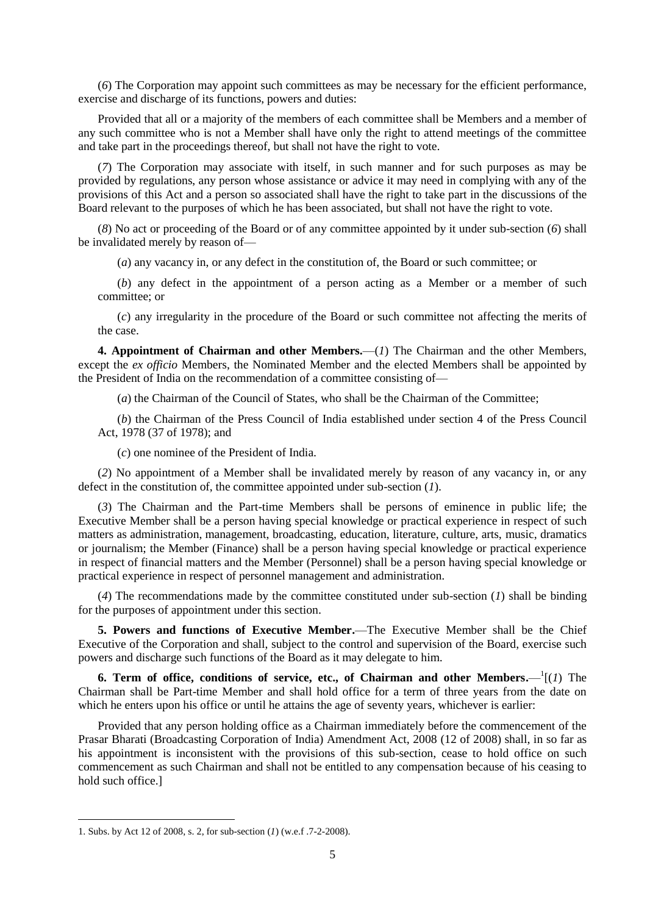(*6*) The Corporation may appoint such committees as may be necessary for the efficient performance, exercise and discharge of its functions, powers and duties:

Provided that all or a majority of the members of each committee shall be Members and a member of any such committee who is not a Member shall have only the right to attend meetings of the committee and take part in the proceedings thereof, but shall not have the right to vote.

(*7*) The Corporation may associate with itself, in such manner and for such purposes as may be provided by regulations, any person whose assistance or advice it may need in complying with any of the provisions of this Act and a person so associated shall have the right to take part in the discussions of the Board relevant to the purposes of which he has been associated, but shall not have the right to vote.

(*8*) No act or proceeding of the Board or of any committee appointed by it under sub-section (*6*) shall be invalidated merely by reason of—

(*a*) any vacancy in, or any defect in the constitution of, the Board or such committee; or

(*b*) any defect in the appointment of a person acting as a Member or a member of such committee; or

(*c*) any irregularity in the procedure of the Board or such committee not affecting the merits of the case.

**4. Appointment of Chairman and other Members.**—(*1*) The Chairman and the other Members, except the *ex officio* Members, the Nominated Member and the elected Members shall be appointed by the President of India on the recommendation of a committee consisting of—

(*a*) the Chairman of the Council of States, who shall be the Chairman of the Committee;

(*b*) the Chairman of the Press Council of India established under section 4 of the Press Council Act, 1978 (37 of 1978); and

(*c*) one nominee of the President of India.

(*2*) No appointment of a Member shall be invalidated merely by reason of any vacancy in, or any defect in the constitution of, the committee appointed under sub-section (*1*).

(*3*) The Chairman and the Part-time Members shall be persons of eminence in public life; the Executive Member shall be a person having special knowledge or practical experience in respect of such matters as administration, management, broadcasting, education, literature, culture, arts, music, dramatics or journalism; the Member (Finance) shall be a person having special knowledge or practical experience in respect of financial matters and the Member (Personnel) shall be a person having special knowledge or practical experience in respect of personnel management and administration.

(*4*) The recommendations made by the committee constituted under sub-section (*1*) shall be binding for the purposes of appointment under this section.

**5. Powers and functions of Executive Member.**—The Executive Member shall be the Chief Executive of the Corporation and shall, subject to the control and supervision of the Board, exercise such powers and discharge such functions of the Board as it may delegate to him.

**6. Term of office, conditions of service, etc., of Chairman and other Members.**—[1][(*1*) The Chairman shall be Part-time Member and shall hold office for a term of three years from the date on which he enters upon his office or until he attains the age of seventy years, whichever is earlier:

Provided that any person holding office as a Chairman immediately before the commencement of the Prasar Bharati (Broadcasting Corporation of India) Amendment Act, 2008 (12 of 2008) shall, in so far as his appointment is inconsistent with the provisions of this sub-section, cease to hold office on such commencement as such Chairman and shall not be entitled to any compensation because of his ceasing to hold such office.]

---

1. Subs. by Act 12 of 2008, s. 2, for sub-section (*1*) (w.e.f .7-2-2008).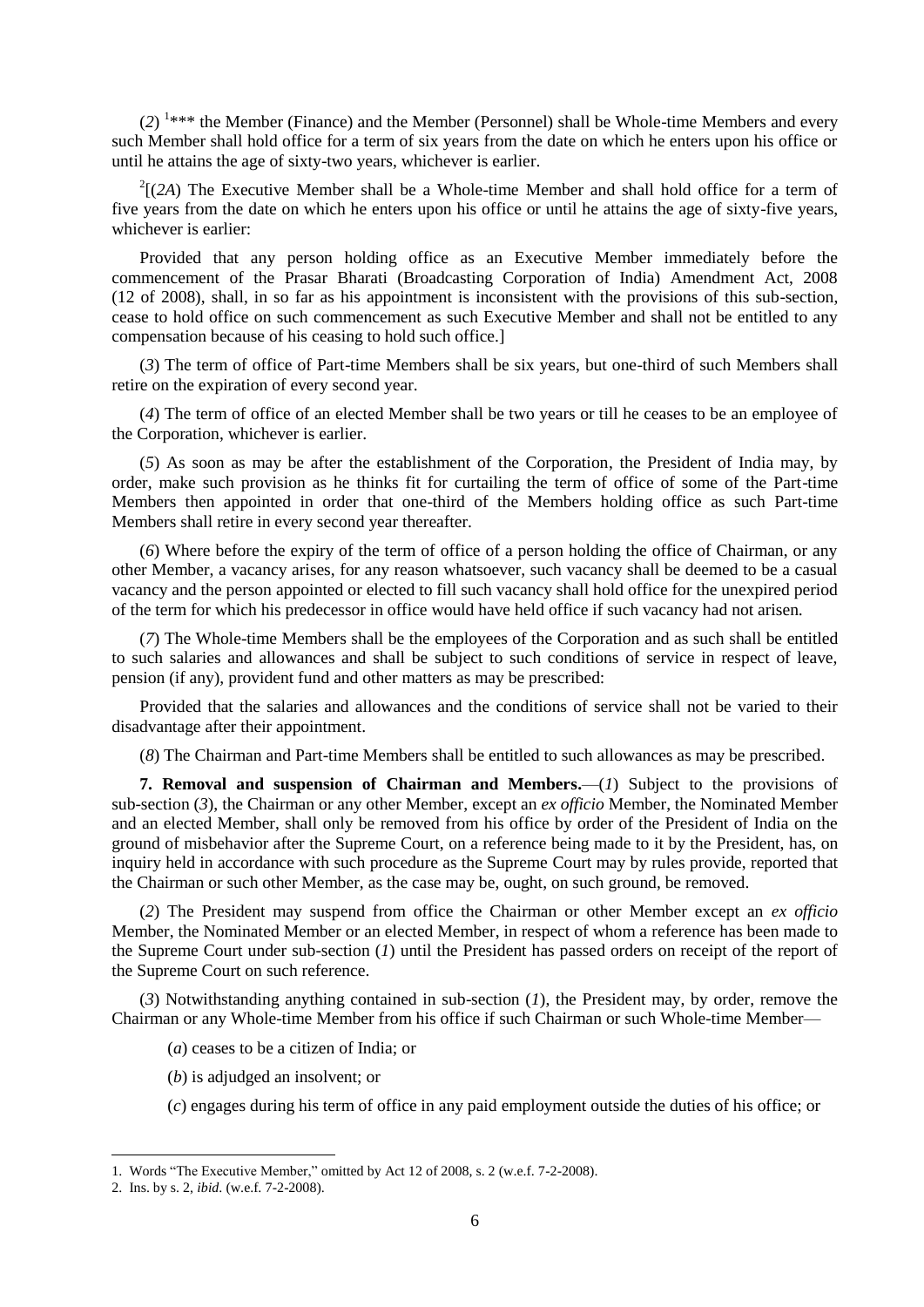(*2*) [1]*** the Member (Finance) and the Member (Personnel) shall be Whole-time Members and every such Member shall hold office for a term of six years from the date on which he enters upon his office or until he attains the age of sixty-two years, whichever is earlier.

[2][(*2A*) The Executive Member shall be a Whole-time Member and shall hold office for a term of five years from the date on which he enters upon his office or until he attains the age of sixty-five years, whichever is earlier:

Provided that any person holding office as an Executive Member immediately before the commencement of the Prasar Bharati (Broadcasting Corporation of India) Amendment Act, 2008 (12 of 2008), shall, in so far as his appointment is inconsistent with the provisions of this sub-section, cease to hold office on such commencement as such Executive Member and shall not be entitled to any compensation because of his ceasing to hold such office.]

(*3*) The term of office of Part-time Members shall be six years, but one-third of such Members shall retire on the expiration of every second year.

(*4*) The term of office of an elected Member shall be two years or till he ceases to be an employee of the Corporation, whichever is earlier.

(*5*) As soon as may be after the establishment of the Corporation, the President of India may, by order, make such provision as he thinks fit for curtailing the term of office of some of the Part-time Members then appointed in order that one-third of the Members holding office as such Part-time Members shall retire in every second year thereafter.

(*6*) Where before the expiry of the term of office of a person holding the office of Chairman, or any other Member, a vacancy arises, for any reason whatsoever, such vacancy shall be deemed to be a casual vacancy and the person appointed or elected to fill such vacancy shall hold office for the unexpired period of the term for which his predecessor in office would have held office if such vacancy had not arisen.

(*7*) The Whole-time Members shall be the employees of the Corporation and as such shall be entitled to such salaries and allowances and shall be subject to such conditions of service in respect of leave, pension (if any), provident fund and other matters as may be prescribed:

Provided that the salaries and allowances and the conditions of service shall not be varied to their disadvantage after their appointment.

(*8*) The Chairman and Part-time Members shall be entitled to such allowances as may be prescribed.

**7. Removal and suspension of Chairman and Members.**—(*1*) Subject to the provisions of sub-section (*3*), the Chairman or any other Member, except an *ex officio* Member, the Nominated Member and an elected Member, shall only be removed from his office by order of the President of India on the ground of misbehavior after the Supreme Court, on a reference being made to it by the President, has, on inquiry held in accordance with such procedure as the Supreme Court may by rules provide, reported that the Chairman or such other Member, as the case may be, ought, on such ground, be removed.

(*2*) The President may suspend from office the Chairman or other Member except an *ex officio* Member, the Nominated Member or an elected Member, in respect of whom a reference has been made to the Supreme Court under sub-section (*1*) until the President has passed orders on receipt of the report of the Supreme Court on such reference.

(*3*) Notwithstanding anything contained in sub-section (*1*), the President may, by order, remove the Chairman or any Whole-time Member from his office if such Chairman or such Whole-time Member—

(*a*) ceases to be a citizen of India; or

(*b*) is adjudged an insolvent; or

(*c*) engages during his term of office in any paid employment outside the duties of his office; or

---

1. Words "The Executive Member," omitted by Act 12 of 2008, s. 2 (w.e.f. 7-2-2008).
2. Ins. by s. 2, *ibid*. (w.e.f. 7-2-2008).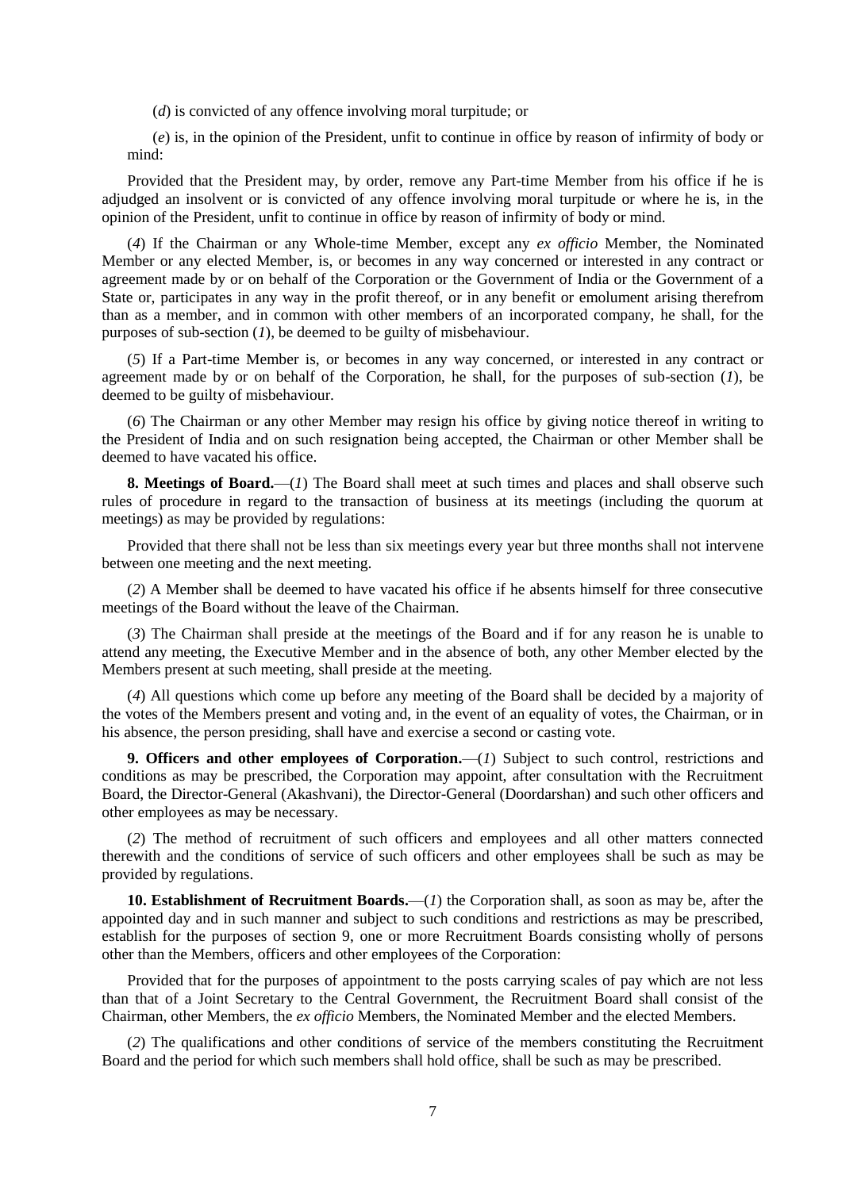(*d*) is convicted of any offence involving moral turpitude; or

(*e*) is, in the opinion of the President, unfit to continue in office by reason of infirmity of body or mind:

Provided that the President may, by order, remove any Part-time Member from his office if he is adjudged an insolvent or is convicted of any offence involving moral turpitude or where he is, in the opinion of the President, unfit to continue in office by reason of infirmity of body or mind.

(*4*) If the Chairman or any Whole-time Member, except any *ex officio* Member, the Nominated Member or any elected Member, is, or becomes in any way concerned or interested in any contract or agreement made by or on behalf of the Corporation or the Government of India or the Government of a State or, participates in any way in the profit thereof, or in any benefit or emolument arising therefrom than as a member, and in common with other members of an incorporated company, he shall, for the purposes of sub-section (*1*), be deemed to be guilty of misbehaviour.

(*5*) If a Part-time Member is, or becomes in any way concerned, or interested in any contract or agreement made by or on behalf of the Corporation, he shall, for the purposes of sub-section (*1*), be deemed to be guilty of misbehaviour.

(*6*) The Chairman or any other Member may resign his office by giving notice thereof in writing to the President of India and on such resignation being accepted, the Chairman or other Member shall be deemed to have vacated his office.

**8. Meetings of Board.**—(*1*) The Board shall meet at such times and places and shall observe such rules of procedure in regard to the transaction of business at its meetings (including the quorum at meetings) as may be provided by regulations:

Provided that there shall not be less than six meetings every year but three months shall not intervene between one meeting and the next meeting.

(*2*) A Member shall be deemed to have vacated his office if he absents himself for three consecutive meetings of the Board without the leave of the Chairman.

(*3*) The Chairman shall preside at the meetings of the Board and if for any reason he is unable to attend any meeting, the Executive Member and in the absence of both, any other Member elected by the Members present at such meeting, shall preside at the meeting.

(*4*) All questions which come up before any meeting of the Board shall be decided by a majority of the votes of the Members present and voting and, in the event of an equality of votes, the Chairman, or in his absence, the person presiding, shall have and exercise a second or casting vote.

**9. Officers and other employees of Corporation.**—(*1*) Subject to such control, restrictions and conditions as may be prescribed, the Corporation may appoint, after consultation with the Recruitment Board, the Director-General (Akashvani), the Director-General (Doordarshan) and such other officers and other employees as may be necessary.

(*2*) The method of recruitment of such officers and employees and all other matters connected therewith and the conditions of service of such officers and other employees shall be such as may be provided by regulations.

**10. Establishment of Recruitment Boards.**—(*1*) the Corporation shall, as soon as may be, after the appointed day and in such manner and subject to such conditions and restrictions as may be prescribed, establish for the purposes of section 9, one or more Recruitment Boards consisting wholly of persons other than the Members, officers and other employees of the Corporation:

Provided that for the purposes of appointment to the posts carrying scales of pay which are not less than that of a Joint Secretary to the Central Government, the Recruitment Board shall consist of the Chairman, other Members, the *ex officio* Members, the Nominated Member and the elected Members.

(*2*) The qualifications and other conditions of service of the members constituting the Recruitment Board and the period for which such members shall hold office, shall be such as may be prescribed.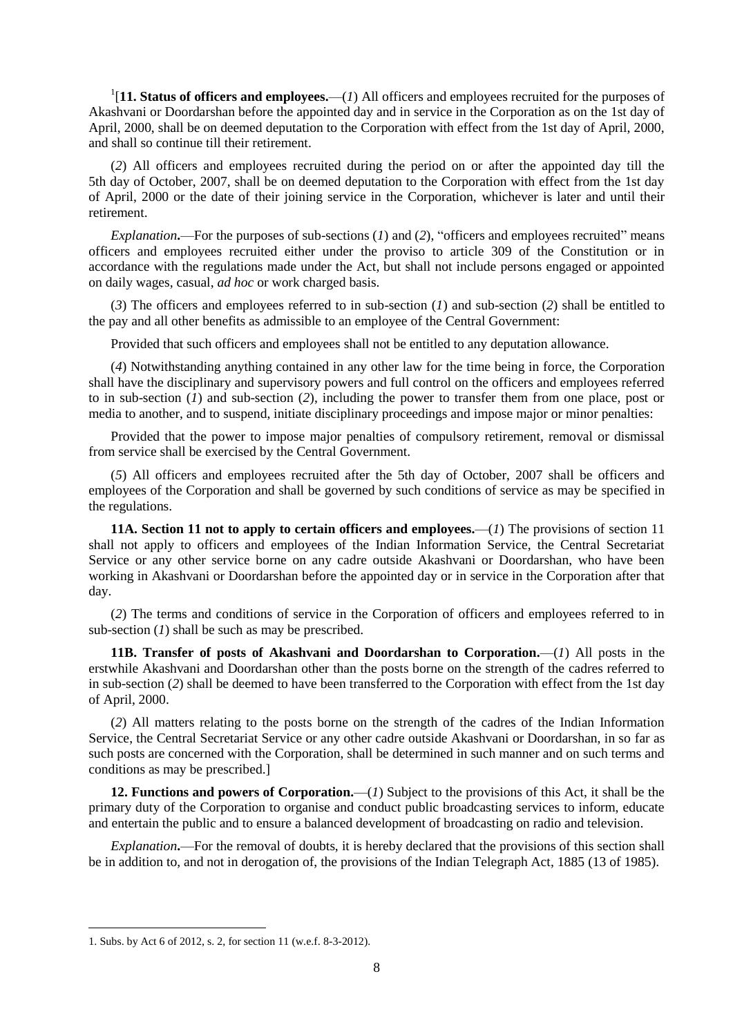[1][**11. Status of officers and employees.**—(*1*) All officers and employees recruited for the purposes of Akashvani or Doordarshan before the appointed day and in service in the Corporation as on the 1st day of April, 2000, shall be on deemed deputation to the Corporation with effect from the 1st day of April, 2000, and shall so continue till their retirement.

(*2*) All officers and employees recruited during the period on or after the appointed day till the 5th day of October, 2007, shall be on deemed deputation to the Corporation with effect from the 1st day of April, 2000 or the date of their joining service in the Corporation, whichever is later and until their retirement.

*Explanation***.**—For the purposes of sub-sections (*1*) and (*2*), "officers and employees recruited" means officers and employees recruited either under the proviso to article 309 of the Constitution or in accordance with the regulations made under the Act, but shall not include persons engaged or appointed on daily wages, casual, *ad hoc* or work charged basis.

(*3*) The officers and employees referred to in sub-section (*1*) and sub-section (*2*) shall be entitled to the pay and all other benefits as admissible to an employee of the Central Government:

Provided that such officers and employees shall not be entitled to any deputation allowance.

(*4*) Notwithstanding anything contained in any other law for the time being in force, the Corporation shall have the disciplinary and supervisory powers and full control on the officers and employees referred to in sub-section (*1*) and sub-section (*2*), including the power to transfer them from one place, post or media to another, and to suspend, initiate disciplinary proceedings and impose major or minor penalties:

Provided that the power to impose major penalties of compulsory retirement, removal or dismissal from service shall be exercised by the Central Government.

(*5*) All officers and employees recruited after the 5th day of October, 2007 shall be officers and employees of the Corporation and shall be governed by such conditions of service as may be specified in the regulations.

**11A. Section 11 not to apply to certain officers and employees.**—(*1*) The provisions of section 11 shall not apply to officers and employees of the Indian Information Service, the Central Secretariat Service or any other service borne on any cadre outside Akashvani or Doordarshan, who have been working in Akashvani or Doordarshan before the appointed day or in service in the Corporation after that day.

(*2*) The terms and conditions of service in the Corporation of officers and employees referred to in sub-section (*1*) shall be such as may be prescribed.

**11B. Transfer of posts of Akashvani and Doordarshan to Corporation.**—(*1*) All posts in the erstwhile Akashvani and Doordarshan other than the posts borne on the strength of the cadres referred to in sub-section (*2*) shall be deemed to have been transferred to the Corporation with effect from the 1st day of April, 2000.

(*2*) All matters relating to the posts borne on the strength of the cadres of the Indian Information Service, the Central Secretariat Service or any other cadre outside Akashvani or Doordarshan, in so far as such posts are concerned with the Corporation, shall be determined in such manner and on such terms and conditions as may be prescribed.]

**12. Functions and powers of Corporation.**—(*1*) Subject to the provisions of this Act, it shall be the primary duty of the Corporation to organise and conduct public broadcasting services to inform, educate and entertain the public and to ensure a balanced development of broadcasting on radio and television.

*Explanation***.**—For the removal of doubts, it is hereby declared that the provisions of this section shall be in addition to, and not in derogation of, the provisions of the Indian Telegraph Act, 1885 (13 of 1985).

---

1. Subs. by Act 6 of 2012, s. 2, for section 11 (w.e.f. 8-3-2012).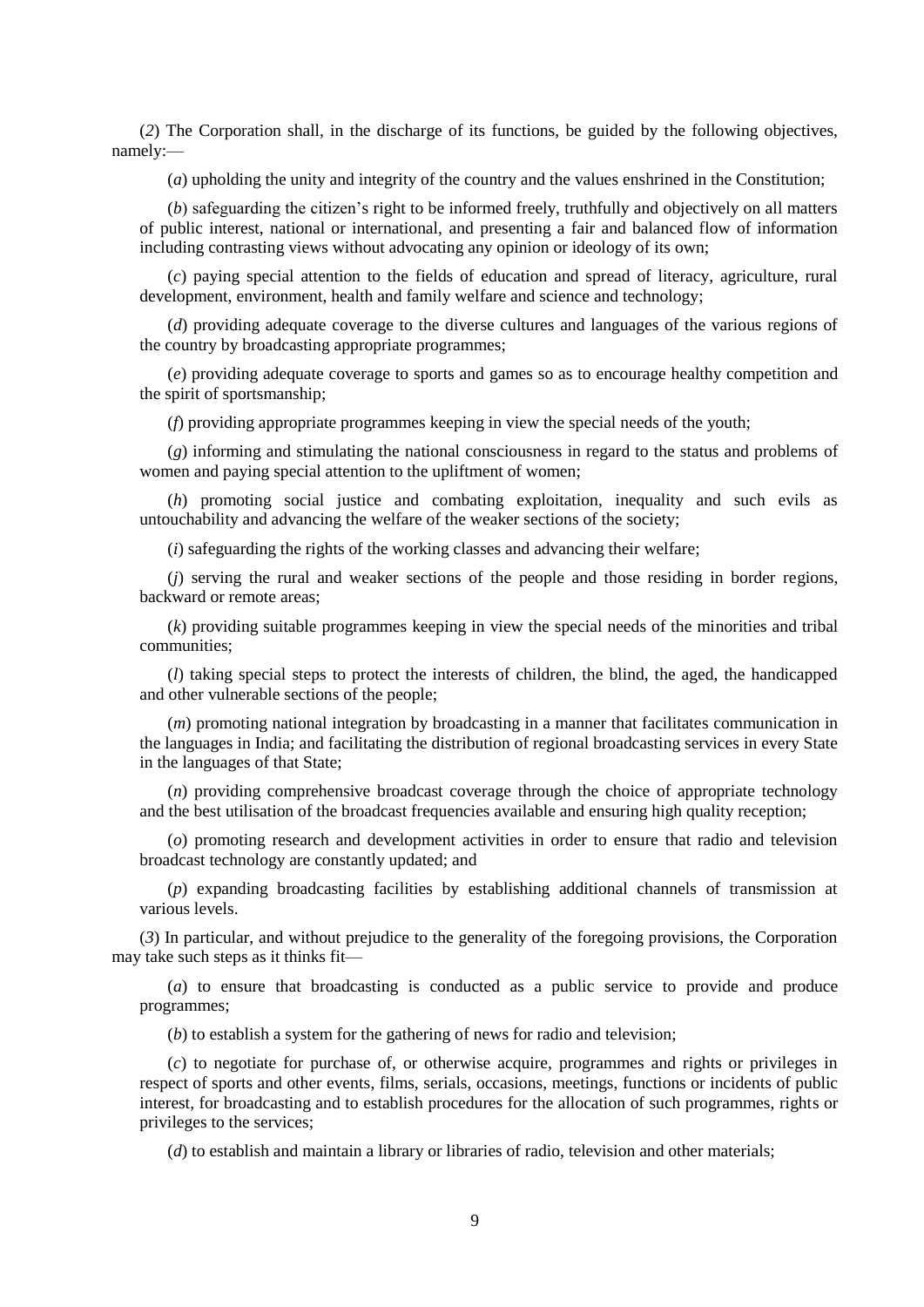(*2*) The Corporation shall, in the discharge of its functions, be guided by the following objectives, namely:—

(*a*) upholding the unity and integrity of the country and the values enshrined in the Constitution;

(*b*) safeguarding the citizen's right to be informed freely, truthfully and objectively on all matters of public interest, national or international, and presenting a fair and balanced flow of information including contrasting views without advocating any opinion or ideology of its own;

(*c*) paying special attention to the fields of education and spread of literacy, agriculture, rural development, environment, health and family welfare and science and technology;

(*d*) providing adequate coverage to the diverse cultures and languages of the various regions of the country by broadcasting appropriate programmes;

(*e*) providing adequate coverage to sports and games so as to encourage healthy competition and the spirit of sportsmanship;

(*f*) providing appropriate programmes keeping in view the special needs of the youth;

(*g*) informing and stimulating the national consciousness in regard to the status and problems of women and paying special attention to the upliftment of women;

(*h*) promoting social justice and combating exploitation, inequality and such evils as untouchability and advancing the welfare of the weaker sections of the society;

(*i*) safeguarding the rights of the working classes and advancing their welfare;

(*j*) serving the rural and weaker sections of the people and those residing in border regions, backward or remote areas;

(*k*) providing suitable programmes keeping in view the special needs of the minorities and tribal communities;

(*l*) taking special steps to protect the interests of children, the blind, the aged, the handicapped and other vulnerable sections of the people;

(*m*) promoting national integration by broadcasting in a manner that facilitates communication in the languages in India; and facilitating the distribution of regional broadcasting services in every State in the languages of that State;

(*n*) providing comprehensive broadcast coverage through the choice of appropriate technology and the best utilisation of the broadcast frequencies available and ensuring high quality reception;

(*o*) promoting research and development activities in order to ensure that radio and television broadcast technology are constantly updated; and

(*p*) expanding broadcasting facilities by establishing additional channels of transmission at various levels.

(*3*) In particular, and without prejudice to the generality of the foregoing provisions, the Corporation may take such steps as it thinks fit—

(*a*) to ensure that broadcasting is conducted as a public service to provide and produce programmes;

(*b*) to establish a system for the gathering of news for radio and television;

(*c*) to negotiate for purchase of, or otherwise acquire, programmes and rights or privileges in respect of sports and other events, films, serials, occasions, meetings, functions or incidents of public interest, for broadcasting and to establish procedures for the allocation of such programmes, rights or privileges to the services;

(*d*) to establish and maintain a library or libraries of radio, television and other materials;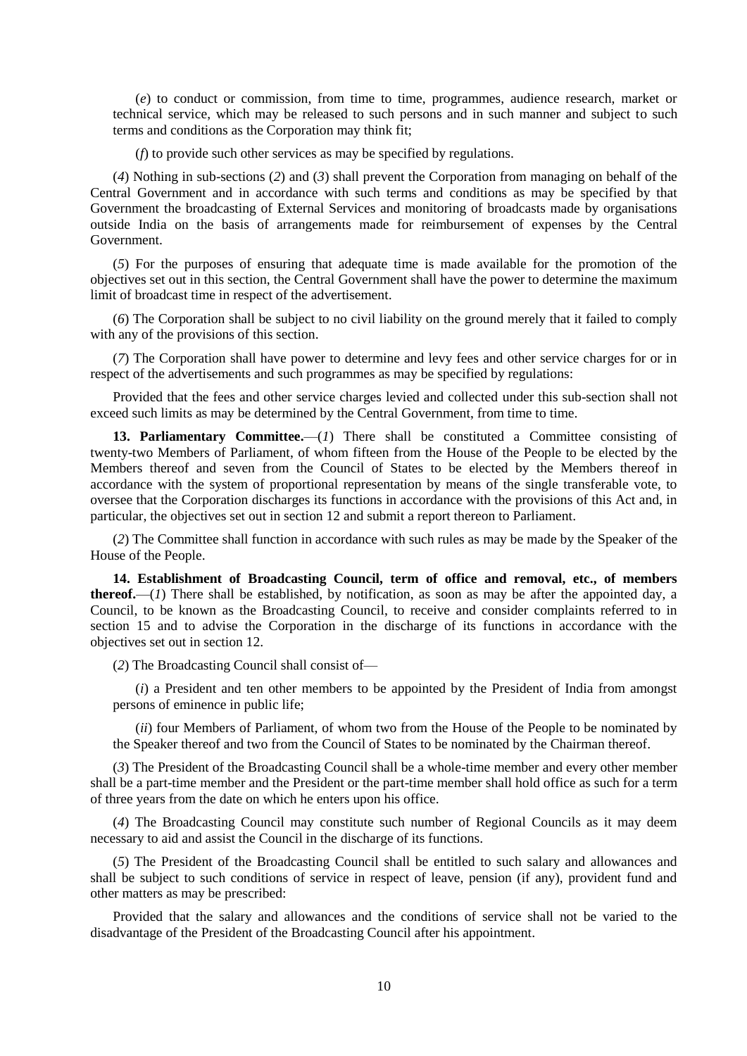(*e*) to conduct or commission, from time to time, programmes, audience research, market or technical service, which may be released to such persons and in such manner and subject to such terms and conditions as the Corporation may think fit;

(*f*) to provide such other services as may be specified by regulations.

(*4*) Nothing in sub-sections (*2*) and (*3*) shall prevent the Corporation from managing on behalf of the Central Government and in accordance with such terms and conditions as may be specified by that Government the broadcasting of External Services and monitoring of broadcasts made by organisations outside India on the basis of arrangements made for reimbursement of expenses by the Central Government.

(*5*) For the purposes of ensuring that adequate time is made available for the promotion of the objectives set out in this section, the Central Government shall have the power to determine the maximum limit of broadcast time in respect of the advertisement.

(*6*) The Corporation shall be subject to no civil liability on the ground merely that it failed to comply with any of the provisions of this section.

(*7*) The Corporation shall have power to determine and levy fees and other service charges for or in respect of the advertisements and such programmes as may be specified by regulations:

Provided that the fees and other service charges levied and collected under this sub-section shall not exceed such limits as may be determined by the Central Government, from time to time.

**13. Parliamentary Committee.**—(*1*) There shall be constituted a Committee consisting of twenty-two Members of Parliament, of whom fifteen from the House of the People to be elected by the Members thereof and seven from the Council of States to be elected by the Members thereof in accordance with the system of proportional representation by means of the single transferable vote, to oversee that the Corporation discharges its functions in accordance with the provisions of this Act and, in particular, the objectives set out in section 12 and submit a report thereon to Parliament.

(*2*) The Committee shall function in accordance with such rules as may be made by the Speaker of the House of the People.

**14. Establishment of Broadcasting Council, term of office and removal, etc., of members thereof.**—(*1*) There shall be established, by notification, as soon as may be after the appointed day, a Council, to be known as the Broadcasting Council, to receive and consider complaints referred to in section 15 and to advise the Corporation in the discharge of its functions in accordance with the objectives set out in section 12.

(*2*) The Broadcasting Council shall consist of—

(*i*) a President and ten other members to be appointed by the President of India from amongst persons of eminence in public life;

(*ii*) four Members of Parliament, of whom two from the House of the People to be nominated by the Speaker thereof and two from the Council of States to be nominated by the Chairman thereof.

(*3*) The President of the Broadcasting Council shall be a whole-time member and every other member shall be a part-time member and the President or the part-time member shall hold office as such for a term of three years from the date on which he enters upon his office.

(*4*) The Broadcasting Council may constitute such number of Regional Councils as it may deem necessary to aid and assist the Council in the discharge of its functions.

(*5*) The President of the Broadcasting Council shall be entitled to such salary and allowances and shall be subject to such conditions of service in respect of leave, pension (if any), provident fund and other matters as may be prescribed:

Provided that the salary and allowances and the conditions of service shall not be varied to the disadvantage of the President of the Broadcasting Council after his appointment.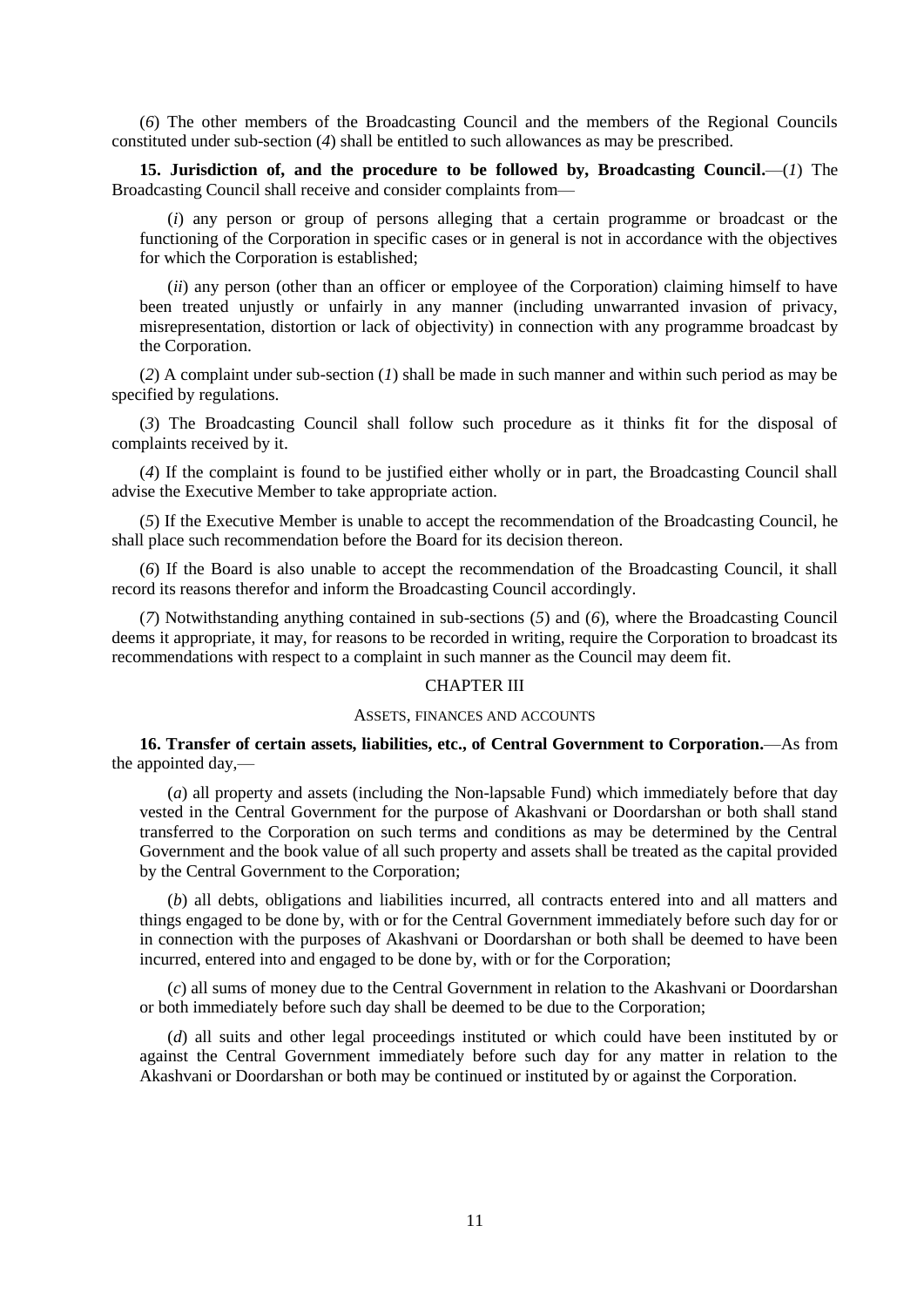(*6*) The other members of the Broadcasting Council and the members of the Regional Councils constituted under sub-section (*4*) shall be entitled to such allowances as may be prescribed.

**15. Jurisdiction of, and the procedure to be followed by, Broadcasting Council.**—(*1*) The Broadcasting Council shall receive and consider complaints from—

(*i*) any person or group of persons alleging that a certain programme or broadcast or the functioning of the Corporation in specific cases or in general is not in accordance with the objectives for which the Corporation is established;

(*ii*) any person (other than an officer or employee of the Corporation) claiming himself to have been treated unjustly or unfairly in any manner (including unwarranted invasion of privacy, misrepresentation, distortion or lack of objectivity) in connection with any programme broadcast by the Corporation.

(*2*) A complaint under sub-section (*1*) shall be made in such manner and within such period as may be specified by regulations.

(*3*) The Broadcasting Council shall follow such procedure as it thinks fit for the disposal of complaints received by it.

(*4*) If the complaint is found to be justified either wholly or in part, the Broadcasting Council shall advise the Executive Member to take appropriate action.

(*5*) If the Executive Member is unable to accept the recommendation of the Broadcasting Council, he shall place such recommendation before the Board for its decision thereon.

(*6*) If the Board is also unable to accept the recommendation of the Broadcasting Council, it shall record its reasons therefor and inform the Broadcasting Council accordingly.

(*7*) Notwithstanding anything contained in sub-sections (*5*) and (*6*), where the Broadcasting Council deems it appropriate, it may, for reasons to be recorded in writing, require the Corporation to broadcast its recommendations with respect to a complaint in such manner as the Council may deem fit.

## CHAPTER III

### ASSETS, FINANCES AND ACCOUNTS

**16. Transfer of certain assets, liabilities, etc., of Central Government to Corporation.**—As from the appointed day,—

(*a*) all property and assets (including the Non-lapsable Fund) which immediately before that day vested in the Central Government for the purpose of Akashvani or Doordarshan or both shall stand transferred to the Corporation on such terms and conditions as may be determined by the Central Government and the book value of all such property and assets shall be treated as the capital provided by the Central Government to the Corporation;

(*b*) all debts, obligations and liabilities incurred, all contracts entered into and all matters and things engaged to be done by, with or for the Central Government immediately before such day for or in connection with the purposes of Akashvani or Doordarshan or both shall be deemed to have been incurred, entered into and engaged to be done by, with or for the Corporation;

(*c*) all sums of money due to the Central Government in relation to the Akashvani or Doordarshan or both immediately before such day shall be deemed to be due to the Corporation;

(*d*) all suits and other legal proceedings instituted or which could have been instituted by or against the Central Government immediately before such day for any matter in relation to the Akashvani or Doordarshan or both may be continued or instituted by or against the Corporation.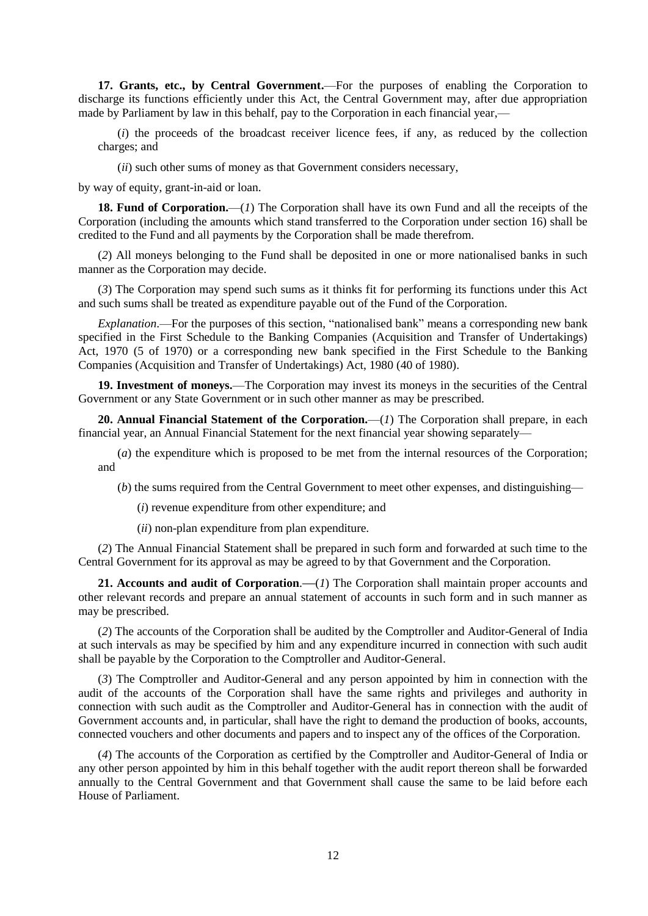**17. Grants, etc., by Central Government.**—For the purposes of enabling the Corporation to discharge its functions efficiently under this Act, the Central Government may, after due appropriation made by Parliament by law in this behalf, pay to the Corporation in each financial year,—

(*i*) the proceeds of the broadcast receiver licence fees, if any, as reduced by the collection charges; and

(*ii*) such other sums of money as that Government considers necessary,

by way of equity, grant-in-aid or loan.

**18. Fund of Corporation.**—(*1*) The Corporation shall have its own Fund and all the receipts of the Corporation (including the amounts which stand transferred to the Corporation under section 16) shall be credited to the Fund and all payments by the Corporation shall be made therefrom.

(*2*) All moneys belonging to the Fund shall be deposited in one or more nationalised banks in such manner as the Corporation may decide.

(*3*) The Corporation may spend such sums as it thinks fit for performing its functions under this Act and such sums shall be treated as expenditure payable out of the Fund of the Corporation.

*Explanation*.—For the purposes of this section, "nationalised bank" means a corresponding new bank specified in the First Schedule to the Banking Companies (Acquisition and Transfer of Undertakings) Act, 1970 (5 of 1970) or a corresponding new bank specified in the First Schedule to the Banking Companies (Acquisition and Transfer of Undertakings) Act, 1980 (40 of 1980).

**19. Investment of moneys.**—The Corporation may invest its moneys in the securities of the Central Government or any State Government or in such other manner as may be prescribed.

**20. Annual Financial Statement of the Corporation.**—(*1*) The Corporation shall prepare, in each financial year, an Annual Financial Statement for the next financial year showing separately—

(*a*) the expenditure which is proposed to be met from the internal resources of the Corporation; and

(*b*) the sums required from the Central Government to meet other expenses, and distinguishing—

(*i*) revenue expenditure from other expenditure; and

(*ii*) non-plan expenditure from plan expenditure.

(*2*) The Annual Financial Statement shall be prepared in such form and forwarded at such time to the Central Government for its approval as may be agreed to by that Government and the Corporation.

**21. Accounts and audit of Corporation.—**(*1*) The Corporation shall maintain proper accounts and other relevant records and prepare an annual statement of accounts in such form and in such manner as may be prescribed.

(*2*) The accounts of the Corporation shall be audited by the Comptroller and Auditor-General of India at such intervals as may be specified by him and any expenditure incurred in connection with such audit shall be payable by the Corporation to the Comptroller and Auditor-General.

(*3*) The Comptroller and Auditor-General and any person appointed by him in connection with the audit of the accounts of the Corporation shall have the same rights and privileges and authority in connection with such audit as the Comptroller and Auditor-General has in connection with the audit of Government accounts and, in particular, shall have the right to demand the production of books, accounts, connected vouchers and other documents and papers and to inspect any of the offices of the Corporation.

(*4*) The accounts of the Corporation as certified by the Comptroller and Auditor-General of India or any other person appointed by him in this behalf together with the audit report thereon shall be forwarded annually to the Central Government and that Government shall cause the same to be laid before each House of Parliament.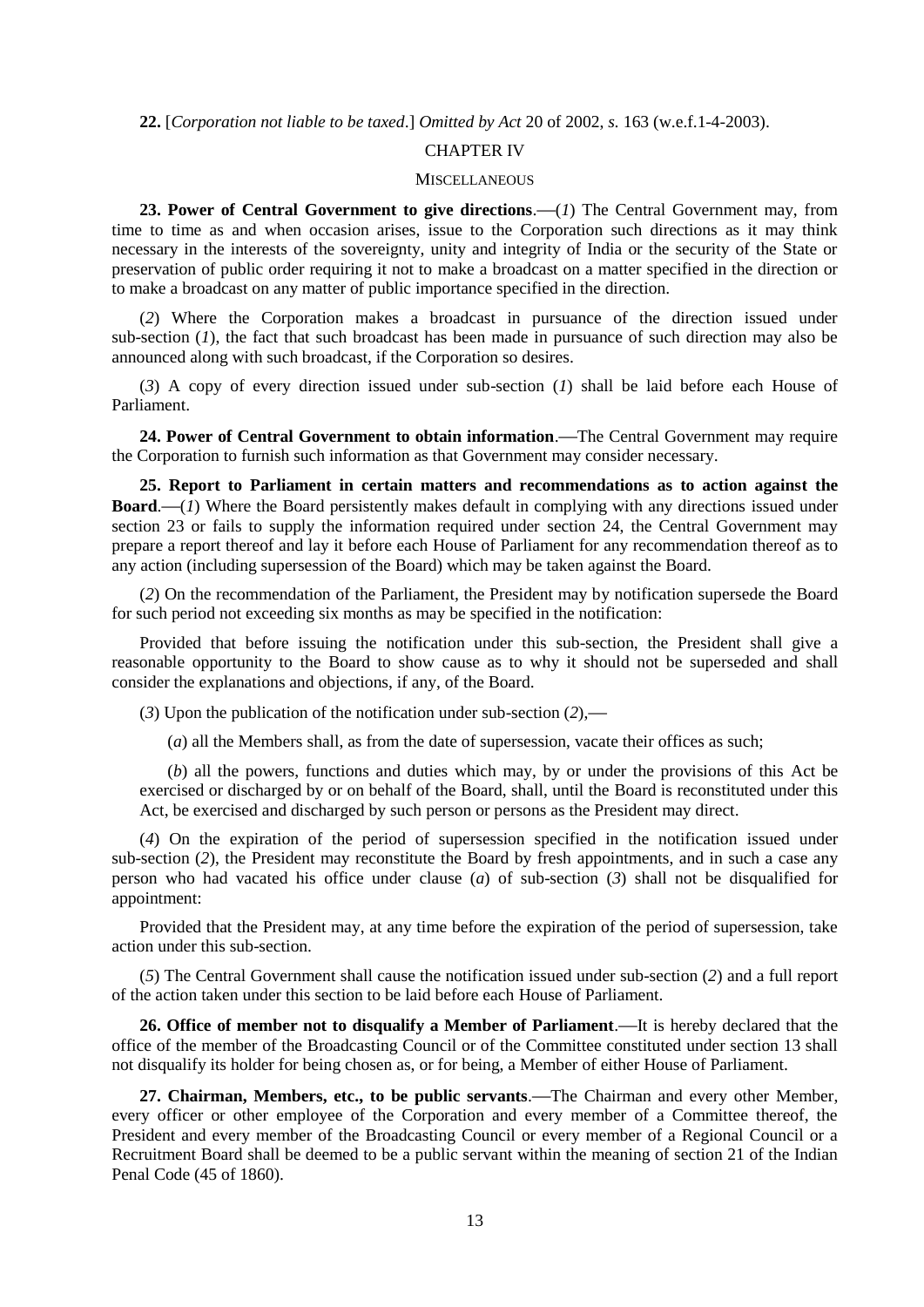**22.** [*Corporation not liable to be taxed*.] *Omitted by Act* 20 of 2002, *s.* 163 (w.e.f.1-4-2003).

## CHAPTER IV

### MISCELLANEOUS

**23. Power of Central Government to give directions**.—(*1*) The Central Government may, from time to time as and when occasion arises, issue to the Corporation such directions as it may think necessary in the interests of the sovereignty, unity and integrity of India or the security of the State or preservation of public order requiring it not to make a broadcast on a matter specified in the direction or to make a broadcast on any matter of public importance specified in the direction.

(*2*) Where the Corporation makes a broadcast in pursuance of the direction issued under sub-section (*1*), the fact that such broadcast has been made in pursuance of such direction may also be announced along with such broadcast, if the Corporation so desires.

(*3*) A copy of every direction issued under sub-section (*1*) shall be laid before each House of Parliament.

**24. Power of Central Government to obtain information**.—The Central Government may require the Corporation to furnish such information as that Government may consider necessary.

**25. Report to Parliament in certain matters and recommendations as to action against the Board**.—(*1*) Where the Board persistently makes default in complying with any directions issued under section 23 or fails to supply the information required under section 24, the Central Government may prepare a report thereof and lay it before each House of Parliament for any recommendation thereof as to any action (including supersession of the Board) which may be taken against the Board.

(*2*) On the recommendation of the Parliament, the President may by notification supersede the Board for such period not exceeding six months as may be specified in the notification:

Provided that before issuing the notification under this sub-section, the President shall give a reasonable opportunity to the Board to show cause as to why it should not be superseded and shall consider the explanations and objections, if any, of the Board.

(*3*) Upon the publication of the notification under sub-section (*2*),—

(*a*) all the Members shall, as from the date of supersession, vacate their offices as such;

(*b*) all the powers, functions and duties which may, by or under the provisions of this Act be exercised or discharged by or on behalf of the Board, shall, until the Board is reconstituted under this Act, be exercised and discharged by such person or persons as the President may direct.

(*4*) On the expiration of the period of supersession specified in the notification issued under sub-section (*2*), the President may reconstitute the Board by fresh appointments, and in such a case any person who had vacated his office under clause (*a*) of sub-section (*3*) shall not be disqualified for appointment:

Provided that the President may, at any time before the expiration of the period of supersession, take action under this sub-section.

(*5*) The Central Government shall cause the notification issued under sub-section (*2*) and a full report of the action taken under this section to be laid before each House of Parliament.

**26. Office of member not to disqualify a Member of Parliament**.—It is hereby declared that the office of the member of the Broadcasting Council or of the Committee constituted under section 13 shall not disqualify its holder for being chosen as, or for being, a Member of either House of Parliament.

**27. Chairman, Members, etc., to be public servants**.—The Chairman and every other Member, every officer or other employee of the Corporation and every member of a Committee thereof, the President and every member of the Broadcasting Council or every member of a Regional Council or a Recruitment Board shall be deemed to be a public servant within the meaning of section 21 of the Indian Penal Code (45 of 1860).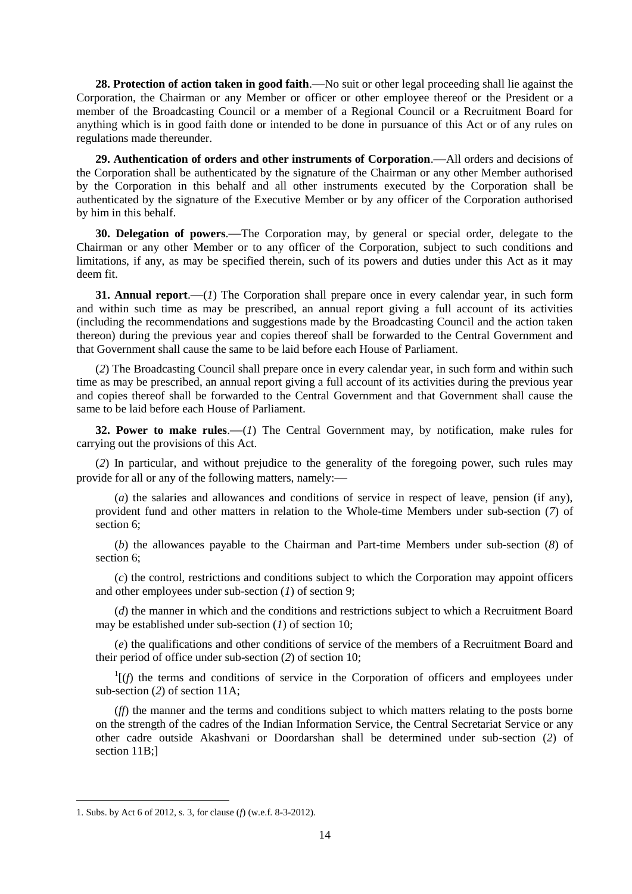**28. Protection of action taken in good faith**.—No suit or other legal proceeding shall lie against the Corporation, the Chairman or any Member or officer or other employee thereof or the President or a member of the Broadcasting Council or a member of a Regional Council or a Recruitment Board for anything which is in good faith done or intended to be done in pursuance of this Act or of any rules on regulations made thereunder.

**29. Authentication of orders and other instruments of Corporation**.—All orders and decisions of the Corporation shall be authenticated by the signature of the Chairman or any other Member authorised by the Corporation in this behalf and all other instruments executed by the Corporation shall be authenticated by the signature of the Executive Member or by any officer of the Corporation authorised by him in this behalf.

**30. Delegation of powers**.—The Corporation may, by general or special order, delegate to the Chairman or any other Member or to any officer of the Corporation, subject to such conditions and limitations, if any, as may be specified therein, such of its powers and duties under this Act as it may deem fit.

**31. Annual report**.—(*1*) The Corporation shall prepare once in every calendar year, in such form and within such time as may be prescribed, an annual report giving a full account of its activities (including the recommendations and suggestions made by the Broadcasting Council and the action taken thereon) during the previous year and copies thereof shall be forwarded to the Central Government and that Government shall cause the same to be laid before each House of Parliament.

(*2*) The Broadcasting Council shall prepare once in every calendar year, in such form and within such time as may be prescribed, an annual report giving a full account of its activities during the previous year and copies thereof shall be forwarded to the Central Government and that Government shall cause the same to be laid before each House of Parliament.

**32. Power to make rules**.—(*1*) The Central Government may, by notification, make rules for carrying out the provisions of this Act.

(*2*) In particular, and without prejudice to the generality of the foregoing power, such rules may provide for all or any of the following matters, namely:—

(*a*) the salaries and allowances and conditions of service in respect of leave, pension (if any), provident fund and other matters in relation to the Whole-time Members under sub-section (*7*) of section 6;

(*b*) the allowances payable to the Chairman and Part-time Members under sub-section (*8*) of section 6;

(*c*) the control, restrictions and conditions subject to which the Corporation may appoint officers and other employees under sub-section (*1*) of section 9;

(*d*) the manner in which and the conditions and restrictions subject to which a Recruitment Board may be established under sub-section (*1*) of section 10;

(*e*) the qualifications and other conditions of service of the members of a Recruitment Board and their period of office under sub-section (*2*) of section 10;

[1][(*f*) the terms and conditions of service in the Corporation of officers and employees under sub-section (*2*) of section 11A;

(*ff*) the manner and the terms and conditions subject to which matters relating to the posts borne on the strength of the cadres of the Indian Information Service, the Central Secretariat Service or any other cadre outside Akashvani or Doordarshan shall be determined under sub-section (*2*) of section 11B;]

---

1. Subs. by Act 6 of 2012, s. 3, for clause (*f*) (w.e.f. 8-3-2012).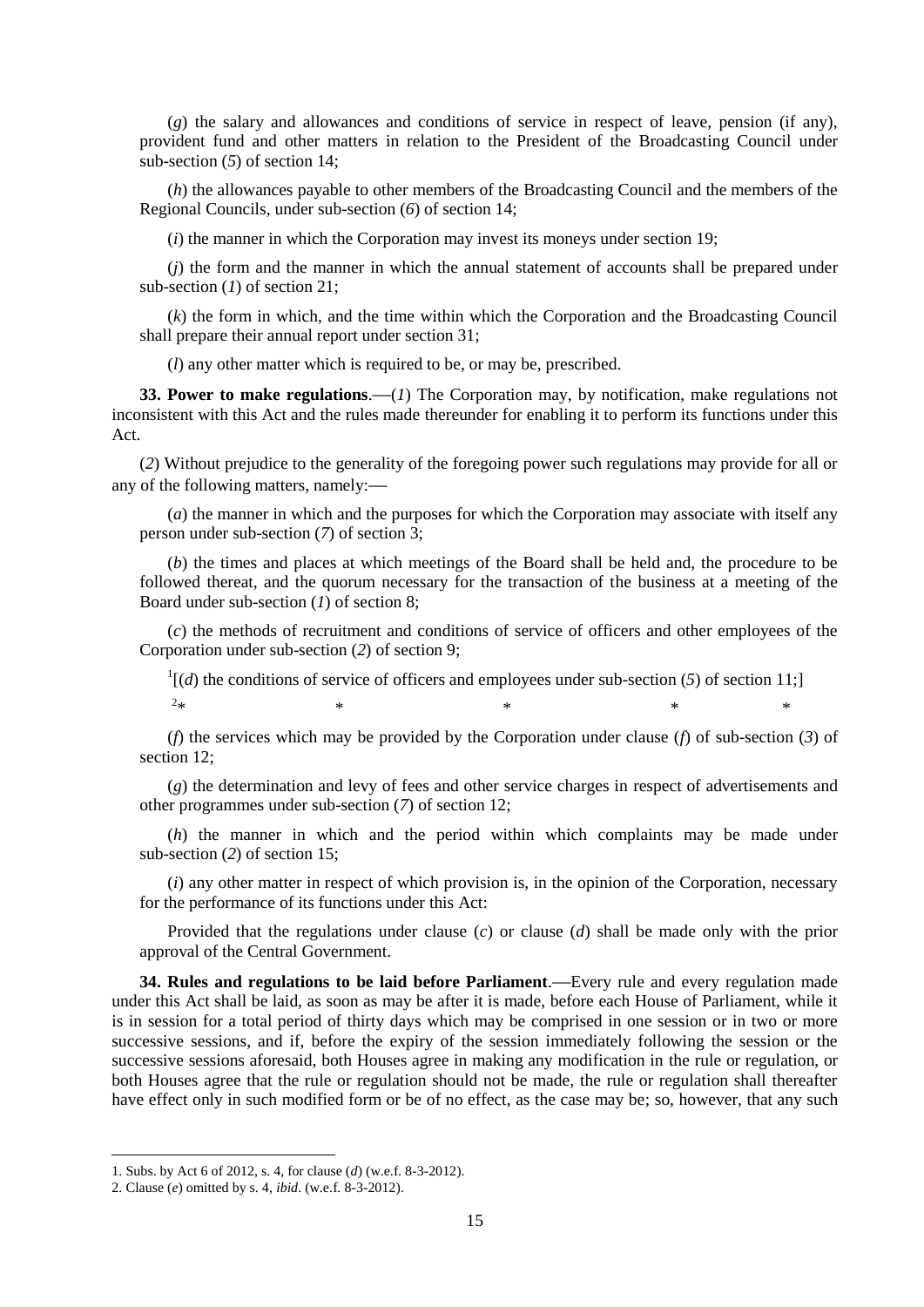(*g*) the salary and allowances and conditions of service in respect of leave, pension (if any), provident fund and other matters in relation to the President of the Broadcasting Council under sub-section (*5*) of section 14;

(*h*) the allowances payable to other members of the Broadcasting Council and the members of the Regional Councils, under sub-section (*6*) of section 14;

(*i*) the manner in which the Corporation may invest its moneys under section 19;

(*j*) the form and the manner in which the annual statement of accounts shall be prepared under sub-section (*1*) of section 21;

(*k*) the form in which, and the time within which the Corporation and the Broadcasting Council shall prepare their annual report under section 31;

(*l*) any other matter which is required to be, or may be, prescribed.

**33. Power to make regulations**.—(*1*) The Corporation may, by notification, make regulations not inconsistent with this Act and the rules made thereunder for enabling it to perform its functions under this Act.

(*2*) Without prejudice to the generality of the foregoing power such regulations may provide for all or any of the following matters, namely:—

(*a*) the manner in which and the purposes for which the Corporation may associate with itself any person under sub-section (*7*) of section 3;

(*b*) the times and places at which meetings of the Board shall be held and, the procedure to be followed thereat, and the quorum necessary for the transaction of the business at a meeting of the Board under sub-section (*1*) of section 8;

(*c*) the methods of recruitment and conditions of service of officers and other employees of the Corporation under sub-section (*2*) of section 9;

[1][(*d*) the conditions of service of officers and employees under sub-section (*5*) of section 11;]

[2]* * * * *

(*f*) the services which may be provided by the Corporation under clause (*f*) of sub-section (*3*) of section 12;

(*g*) the determination and levy of fees and other service charges in respect of advertisements and other programmes under sub-section (*7*) of section 12;

(*h*) the manner in which and the period within which complaints may be made under sub-section (*2*) of section 15;

(*i*) any other matter in respect of which provision is, in the opinion of the Corporation, necessary for the performance of its functions under this Act:

Provided that the regulations under clause (*c*) or clause (*d*) shall be made only with the prior approval of the Central Government.

**34. Rules and regulations to be laid before Parliament**.—Every rule and every regulation made under this Act shall be laid, as soon as may be after it is made, before each House of Parliament, while it is in session for a total period of thirty days which may be comprised in one session or in two or more successive sessions, and if, before the expiry of the session immediately following the session or the successive sessions aforesaid, both Houses agree in making any modification in the rule or regulation, or both Houses agree that the rule or regulation should not be made, the rule or regulation shall thereafter have effect only in such modified form or be of no effect, as the case may be; so, however, that any such

---

1. Subs. by Act 6 of 2012, s. 4, for clause (*d*) (w.e.f. 8-3-2012).
2. Clause (*e*) omitted by s. 4, *ibid*. (w.e.f. 8-3-2012).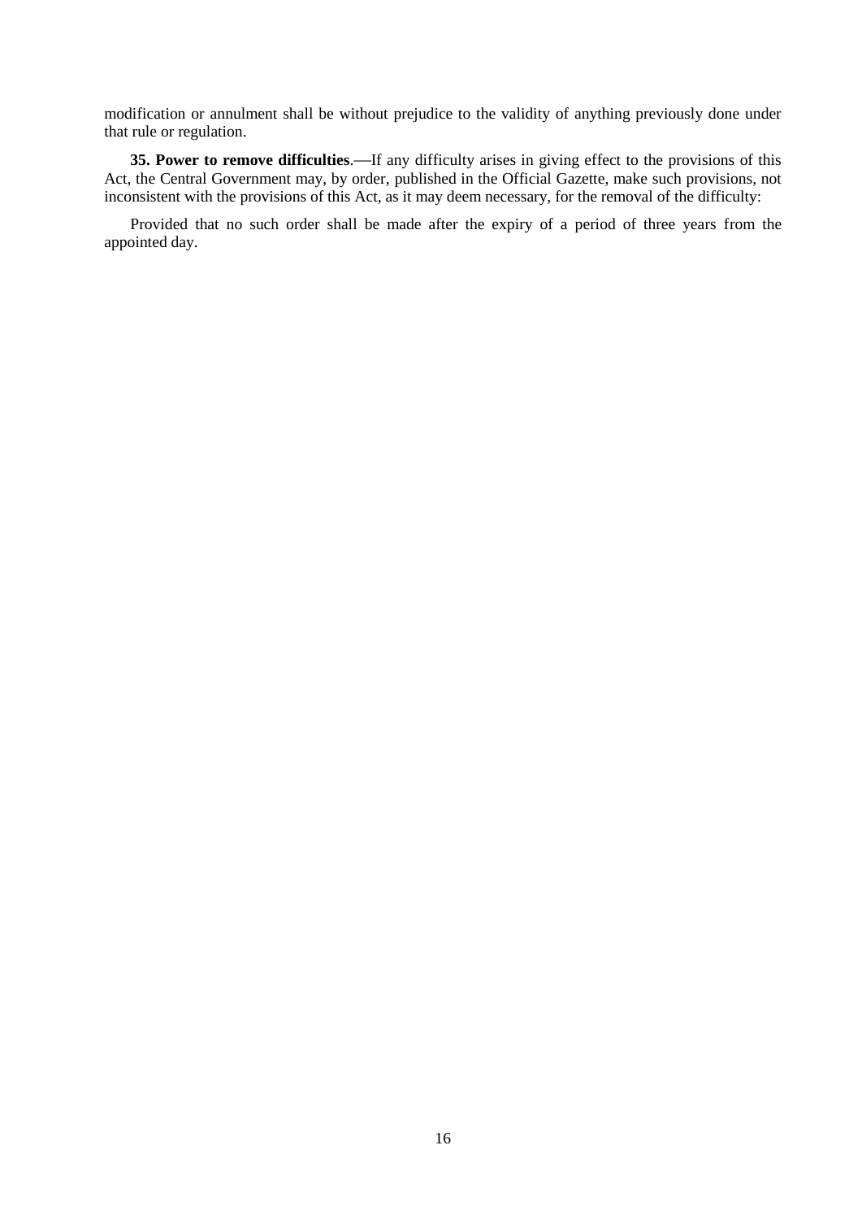modification or annulment shall be without prejudice to the validity of anything previously done under that rule or regulation.

**35. Power to remove difficulties**.—If any difficulty arises in giving effect to the provisions of this Act, the Central Government may, by order, published in the Official Gazette, make such provisions, not inconsistent with the provisions of this Act, as it may deem necessary, for the removal of the difficulty:

Provided that no such order shall be made after the expiry of a period of three years from the appointed day.